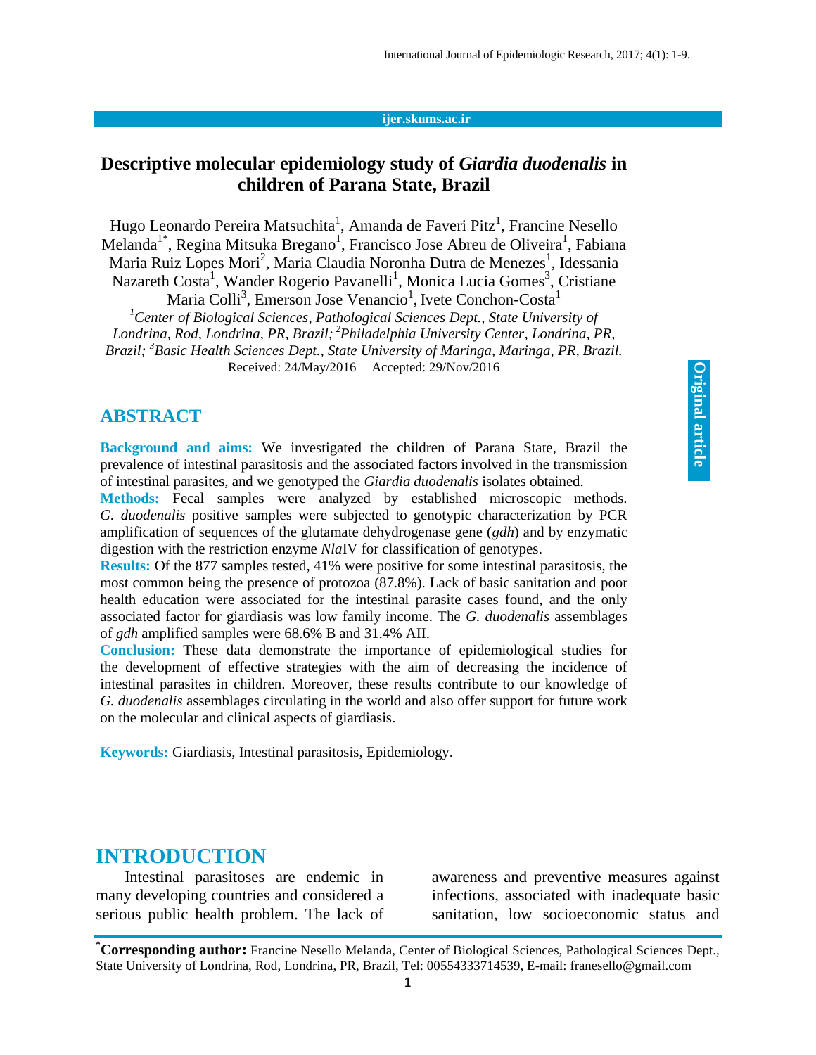# Descriptive molecular epidemiology study of *Giardia duodenalis* in children of Parana State, Brazil

Hugo Leonardo Pereira Matsuchita[1], Amanda de Faveri Pitz[1], Francine Nesello Melanda[1*], Regina Mitsuka Bregano[1], Francisco Jose Abreu de Oliveira[1], Fabiana Maria Ruiz Lopes Mori[2], Maria Claudia Noronha Dutra de Menezes[1], Idessania Nazareth Costa[1], Wander Rogerio Pavanelli[1], Monica Lucia Gomes[3], Cristiane Maria Colli[3], Emerson Jose Venancio[1], Ivete Conchon-Costa[1]

[1]*Center of Biological Sciences, Pathological Sciences Dept., State University of Londrina, Rod, Londrina, PR, Brazil;* [2]*Philadelphia University Center, Londrina, PR, Brazil;* [3]*Basic Health Sciences Dept., State University of Maringa, Maringa, PR, Brazil.*

Received: 24/May/2016 Accepted: 29/Nov/2016

Original article

## ABSTRACT

**Background and aims:** We investigated the children of Parana State, Brazil the prevalence of intestinal parasitosis and the associated factors involved in the transmission of intestinal parasites, and we genotyped the *Giardia duodenalis* isolates obtained.

**Methods:** Fecal samples were analyzed by established microscopic methods. *G. duodenalis* positive samples were subjected to genotypic characterization by PCR amplification of sequences of the glutamate dehydrogenase gene (*gdh*) and by enzymatic digestion with the restriction enzyme *Nla*IV for classification of genotypes.

**Results:** Of the 877 samples tested, 41% were positive for some intestinal parasitosis, the most common being the presence of protozoa (87.8%). Lack of basic sanitation and poor health education were associated for the intestinal parasite cases found, and the only associated factor for giardiasis was low family income. The *G. duodenalis* assemblages of *gdh* amplified samples were 68.6% B and 31.4% AII.

**Conclusion:** These data demonstrate the importance of epidemiological studies for the development of effective strategies with the aim of decreasing the incidence of intestinal parasites in children. Moreover, these results contribute to our knowledge of *G. duodenalis* assemblages circulating in the world and also offer support for future work on the molecular and clinical aspects of giardiasis.

**Keywords:** Giardiasis, Intestinal parasitosis, Epidemiology.

## INTRODUCTION

Intestinal parasitoses are endemic in many developing countries and considered a serious public health problem. The lack of awareness and preventive measures against infections, associated with inadequate basic sanitation, low socioeconomic status and

---

[*]**Corresponding author:** Francine Nesello Melanda, Center of Biological Sciences, Pathological Sciences Dept., State University of Londrina, Rod, Londrina, PR, Brazil, Tel: 00554333714539, E-mail: franesello@gmail.com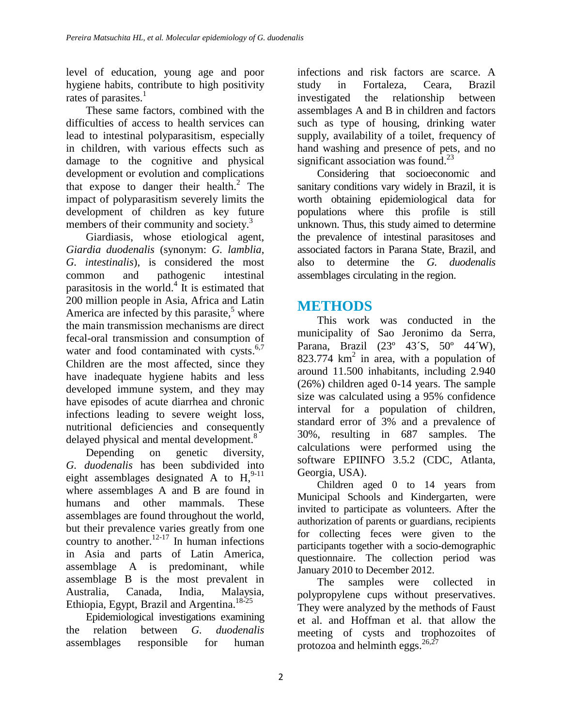level of education, young age and poor hygiene habits, contribute to high positivity rates of parasites.[1]

These same factors, combined with the difficulties of access to health services can lead to intestinal polyparasitism, especially in children, with various effects such as damage to the cognitive and physical development or evolution and complications that expose to danger their health.[2] The impact of polyparasitism severely limits the development of children as key future members of their community and society.[3]

Giardiasis, whose etiological agent, *Giardia duodenalis* (synonym: *G. lamblia*, *G. intestinalis*), is considered the most common and pathogenic intestinal parasitosis in the world.[4] It is estimated that 200 million people in Asia, Africa and Latin America are infected by this parasite,[5] where the main transmission mechanisms are direct fecal-oral transmission and consumption of water and food contaminated with cysts.[6,7] Children are the most affected, since they have inadequate hygiene habits and less developed immune system, and they may have episodes of acute diarrhea and chronic infections leading to severe weight loss, nutritional deficiencies and consequently delayed physical and mental development.[8]

Depending on genetic diversity, *G. duodenalis* has been subdivided into eight assemblages designated A to H,[9-11] where assemblages A and B are found in humans and other mammals. These assemblages are found throughout the world, but their prevalence varies greatly from one country to another.[12-17] In human infections in Asia and parts of Latin America, assemblage A is predominant, while assemblage B is the most prevalent in Australia, Canada, India, Malaysia, Ethiopia, Egypt, Brazil and Argentina.[18-25]

Epidemiological investigations examining the relation between *G. duodenalis* assemblages responsible for human infections and risk factors are scarce. A study in Fortaleza, Ceara, Brazil investigated the relationship between assemblages A and B in children and factors such as type of housing, drinking water supply, availability of a toilet, frequency of hand washing and presence of pets, and no significant association was found.[23]

Considering that socioeconomic and sanitary conditions vary widely in Brazil, it is worth obtaining epidemiological data for populations where this profile is still unknown. Thus, this study aimed to determine the prevalence of intestinal parasitoses and associated factors in Parana State, Brazil, and also to determine the *G. duodenalis* assemblages circulating in the region.

# METHODS

This work was conducted in the municipality of Sao Jeronimo da Serra, Parana, Brazil (23º 43´S, 50º 44´W), 823.774 km$^2$ in area, with a population of around 11.500 inhabitants, including 2.940 (26%) children aged 0-14 years. The sample size was calculated using a 95% confidence interval for a population of children, standard error of 3% and a prevalence of 30%, resulting in 687 samples. The calculations were performed using the software EPIINFO 3.5.2 (CDC, Atlanta, Georgia, USA).

Children aged 0 to 14 years from Municipal Schools and Kindergarten, were invited to participate as volunteers. After the authorization of parents or guardians, recipients for collecting feces were given to the participants together with a socio-demographic questionnaire. The collection period was January 2010 to December 2012.

The samples were collected in polypropylene cups without preservatives. They were analyzed by the methods of Faust et al. and Hoffman et al. that allow the meeting of cysts and trophozoites of protozoa and helminth eggs.[26,27]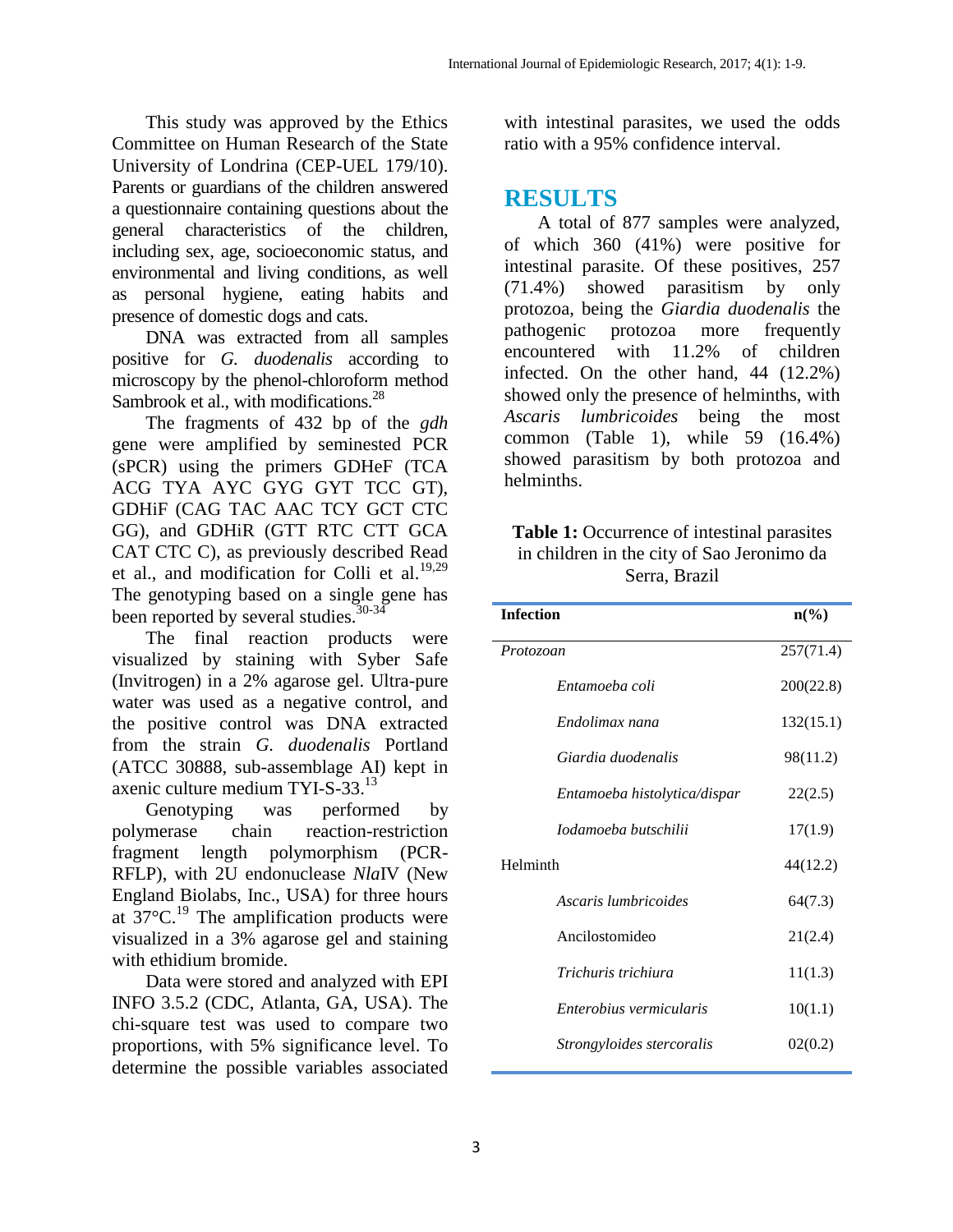This study was approved by the Ethics Committee on Human Research of the State University of Londrina (CEP-UEL 179/10). Parents or guardians of the children answered a questionnaire containing questions about the general characteristics of the children, including sex, age, socioeconomic status, and environmental and living conditions, as well as personal hygiene, eating habits and presence of domestic dogs and cats.

DNA was extracted from all samples positive for *G. duodenalis* according to microscopy by the phenol-chloroform method Sambrook et al., with modifications.[28]

The fragments of 432 bp of the *gdh* gene were amplified by seminested PCR (sPCR) using the primers GDHeF (TCA ACG TYA AYC GYG GYT TCC GT), GDHiF (CAG TAC AAC TCY GCT CTC GG), and GDHiR (GTT RTC CTT GCA CAT CTC C), as previously described Read et al., and modification for Colli et al.[19,29] The genotyping based on a single gene has been reported by several studies.[30-34]

The final reaction products were visualized by staining with Syber Safe (Invitrogen) in a 2% agarose gel. Ultra-pure water was used as a negative control, and the positive control was DNA extracted from the strain *G. duodenalis* Portland (ATCC 30888, sub-assemblage AI) kept in axenic culture medium TYI-S-33.[13]

Genotyping was performed by polymerase chain reaction-restriction fragment length polymorphism (PCR-RFLP), with 2U endonuclease *Nla*IV (New England Biolabs, Inc., USA) for three hours at 37°C.[19] The amplification products were visualized in a 3% agarose gel and staining with ethidium bromide.

Data were stored and analyzed with EPI INFO 3.5.2 (CDC, Atlanta, GA, USA). The chi-square test was used to compare two proportions, with 5% significance level. To determine the possible variables associated with intestinal parasites, we used the odds ratio with a 95% confidence interval.

## RESULTS

A total of 877 samples were analyzed, of which 360 (41%) were positive for intestinal parasite. Of these positives, 257 (71.4%) showed parasitism by only protozoa, being the *Giardia duodenalis* the pathogenic protozoa more frequently encountered with 11.2% of children infected. On the other hand, 44 (12.2%) showed only the presence of helminths, with *Ascaris lumbricoides* being the most common (Table 1), while 59 (16.4%) showed parasitism by both protozoa and helminths.

**Table 1:** Occurrence of intestinal parasites in children in the city of Sao Jeronimo da Serra, Brazil

| Infection | n(%) |
|---|---|
| *Protozoan* | 257(71.4) |
| *Entamoeba coli* | 200(22.8) |
| *Endolimax nana* | 132(15.1) |
| *Giardia duodenalis* | 98(11.2) |
| *Entamoeba histolytica/dispar* | 22(2.5) |
| *Iodamoeba butschilii* | 17(1.9) |
| Helminth | 44(12.2) |
| *Ascaris lumbricoides* | 64(7.3) |
| Ancilostomideo | 21(2.4) |
| *Trichuris trichiura* | 11(1.3) |
| *Enterobius vermicularis* | 10(1.1) |
| *Strongyloides stercoralis* | 02(0.2) |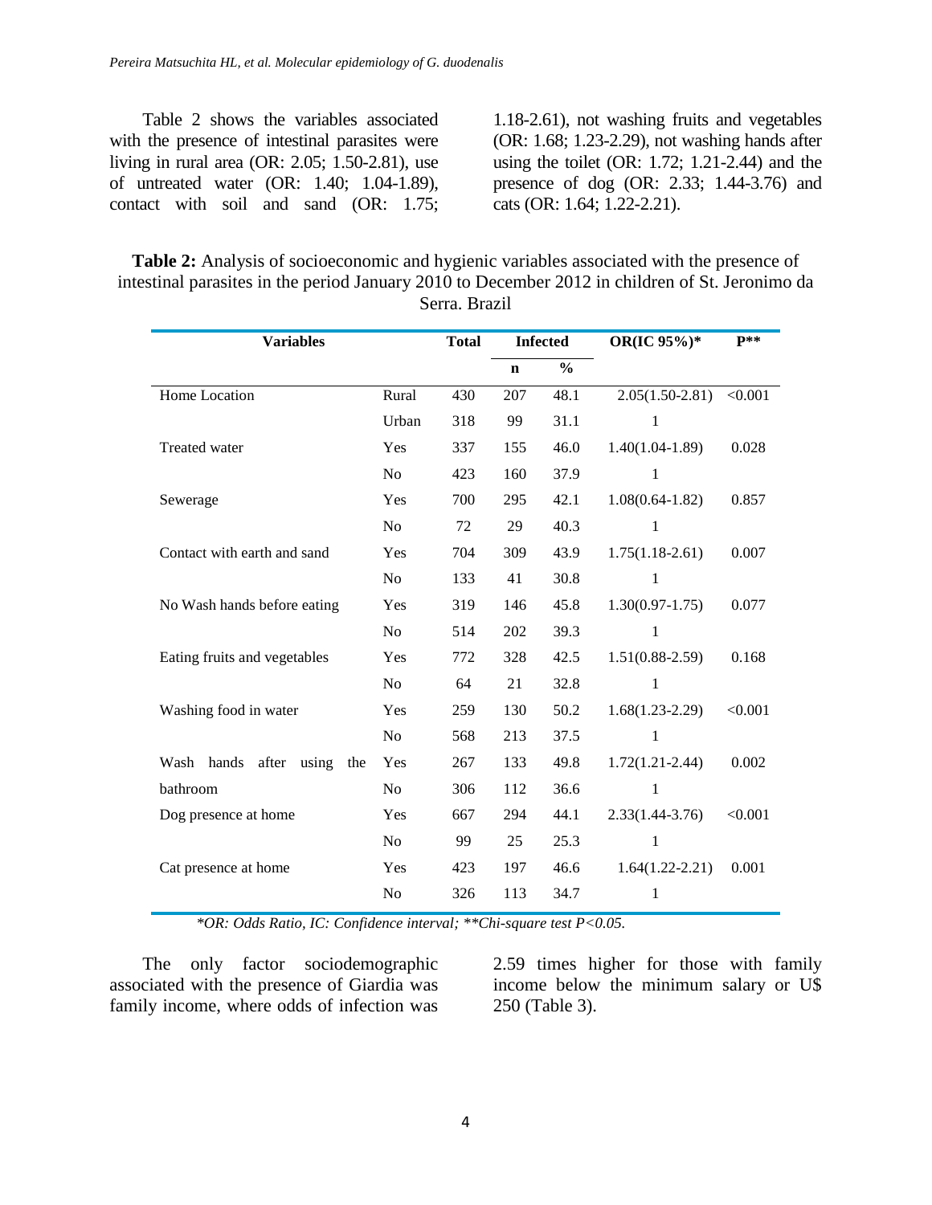Table 2 shows the variables associated with the presence of intestinal parasites were living in rural area (OR: 2.05; 1.50-2.81), use of untreated water (OR: 1.40; 1.04-1.89), contact with soil and sand (OR: 1.75; 1.18-2.61), not washing fruits and vegetables (OR: 1.68; 1.23-2.29), not washing hands after using the toilet (OR: 1.72; 1.21-2.44) and the presence of dog (OR: 2.33; 1.44-3.76) and cats (OR: 1.64; 1.22-2.21).

**Table 2:** Analysis of socioeconomic and hygienic variables associated with the presence of intestinal parasites in the period January 2010 to December 2012 in children of St. Jeronimo da Serra. Brazil

| Variables | | Total | Infected | | OR(IC 95%)* | P** |
|---|---|---|---|---|---|---|
| | | | n | % | | |
| Home Location | Rural | 430 | 207 | 48.1 | 2.05(1.50-2.81) | <0.001 |
| | Urban | 318 | 99 | 31.1 | 1 | |
| Treated water | Yes | 337 | 155 | 46.0 | 1.40(1.04-1.89) | 0.028 |
| | No | 423 | 160 | 37.9 | 1 | |
| Sewerage | Yes | 700 | 295 | 42.1 | 1.08(0.64-1.82) | 0.857 |
| | No | 72 | 29 | 40.3 | 1 | |
| Contact with earth and sand | Yes | 704 | 309 | 43.9 | 1.75(1.18-2.61) | 0.007 |
| | No | 133 | 41 | 30.8 | 1 | |
| No Wash hands before eating | Yes | 319 | 146 | 45.8 | 1.30(0.97-1.75) | 0.077 |
| | No | 514 | 202 | 39.3 | 1 | |
| Eating fruits and vegetables | Yes | 772 | 328 | 42.5 | 1.51(0.88-2.59) | 0.168 |
| | No | 64 | 21 | 32.8 | 1 | |
| Washing food in water | Yes | 259 | 130 | 50.2 | 1.68(1.23-2.29) | <0.001 |
| | No | 568 | 213 | 37.5 | 1 | |
| Wash hands after using the bathroom | Yes | 267 | 133 | 49.8 | 1.72(1.21-2.44) | 0.002 |
| | No | 306 | 112 | 36.6 | 1 | |
| Dog presence at home | Yes | 667 | 294 | 44.1 | 2.33(1.44-3.76) | <0.001 |
| | No | 99 | 25 | 25.3 | 1 | |
| Cat presence at home | Yes | 423 | 197 | 46.6 | 1.64(1.22-2.21) | 0.001 |
| | No | 326 | 113 | 34.7 | 1 | |

*\*OR: Odds Ratio, IC: Confidence interval; \*\*Chi-square test P<0.05.*

The only factor sociodemographic associated with the presence of Giardia was family income, where odds of infection was 2.59 times higher for those with family income below the minimum salary or U$ 250 (Table 3).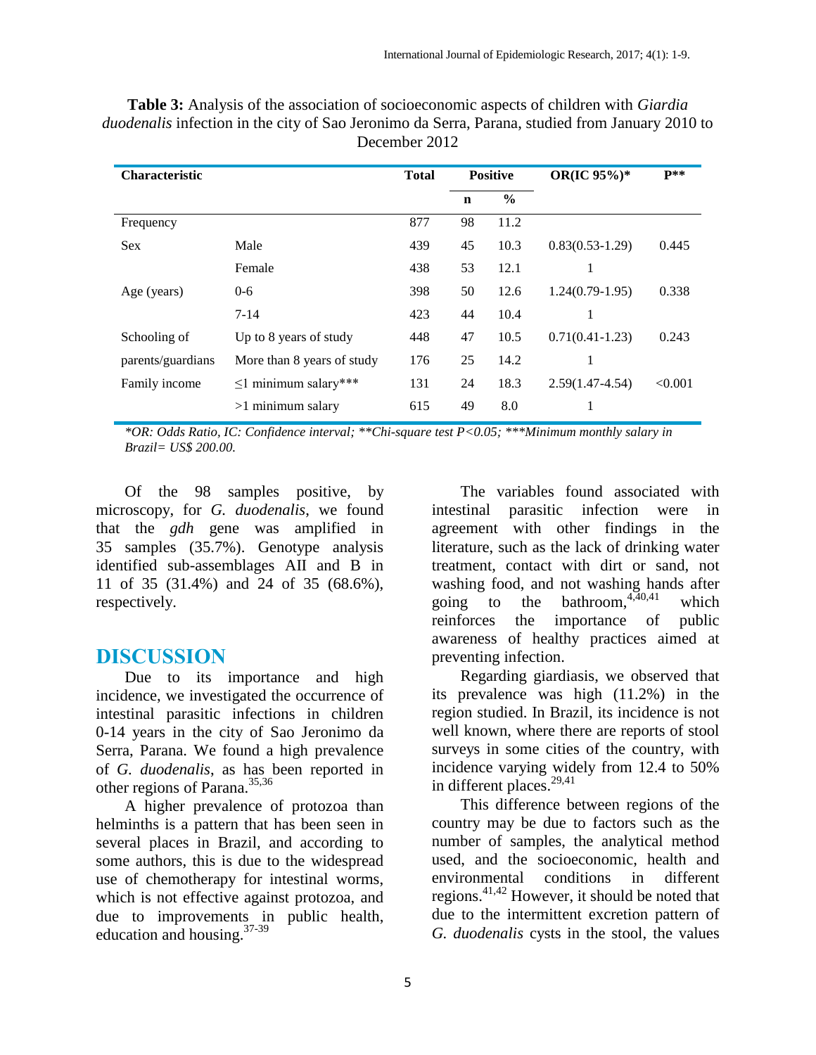**Table 3:** Analysis of the association of socioeconomic aspects of children with *Giardia duodenalis* infection in the city of Sao Jeronimo da Serra, Parana, studied from January 2010 to December 2012

| Characteristic | | Total | Positive | | OR(IC 95%)* | P** |
|---|---|---|---|---|---|---|
| | | | n | % | | |
| Frequency | | 877 | 98 | 11.2 | | |
| Sex | Male | 439 | 45 | 10.3 | 0.83(0.53-1.29) | 0.445 |
| | Female | 438 | 53 | 12.1 | 1 | |
| Age (years) | 0-6 | 398 | 50 | 12.6 | 1.24(0.79-1.95) | 0.338 |
| | 7-14 | 423 | 44 | 10.4 | 1 | |
| Schooling of parents/guardians | Up to 8 years of study | 448 | 47 | 10.5 | 0.71(0.41-1.23) | 0.243 |
| | More than 8 years of study | 176 | 25 | 14.2 | 1 | |
| Family income | ≤1 minimum salary*** | 131 | 24 | 18.3 | 2.59(1.47-4.54) | <0.001 |
| | >1 minimum salary | 615 | 49 | 8.0 | 1 | |

*\*OR: Odds Ratio, IC: Confidence interval; \*\*Chi-square test P<0.05; \*\*\*Minimum monthly salary in Brazil= US$ 200.00.*

Of the 98 samples positive, by microscopy, for *G. duodenalis*, we found that the *gdh* gene was amplified in 35 samples (35.7%). Genotype analysis identified sub-assemblages AII and B in 11 of 35 (31.4%) and 24 of 35 (68.6%), respectively.

## DISCUSSION

Due to its importance and high incidence, we investigated the occurrence of intestinal parasitic infections in children 0-14 years in the city of Sao Jeronimo da Serra, Parana. We found a high prevalence of *G. duodenalis*, as has been reported in other regions of Parana.[35,36]

A higher prevalence of protozoa than helminths is a pattern that has been seen in several places in Brazil, and according to some authors, this is due to the widespread use of chemotherapy for intestinal worms, which is not effective against protozoa, and due to improvements in public health, education and housing.[37-39]

The variables found associated with intestinal parasitic infection were in agreement with other findings in the literature, such as the lack of drinking water treatment, contact with dirt or sand, not washing food, and not washing hands after going to the bathroom,[4,40,41] which reinforces the importance of public awareness of healthy practices aimed at preventing infection.

Regarding giardiasis, we observed that its prevalence was high (11.2%) in the region studied. In Brazil, its incidence is not well known, where there are reports of stool surveys in some cities of the country, with incidence varying widely from 12.4 to 50% in different places.[29,41]

This difference between regions of the country may be due to factors such as the number of samples, the analytical method used, and the socioeconomic, health and environmental conditions in different regions.[41,42] However, it should be noted that due to the intermittent excretion pattern of *G. duodenalis* cysts in the stool, the values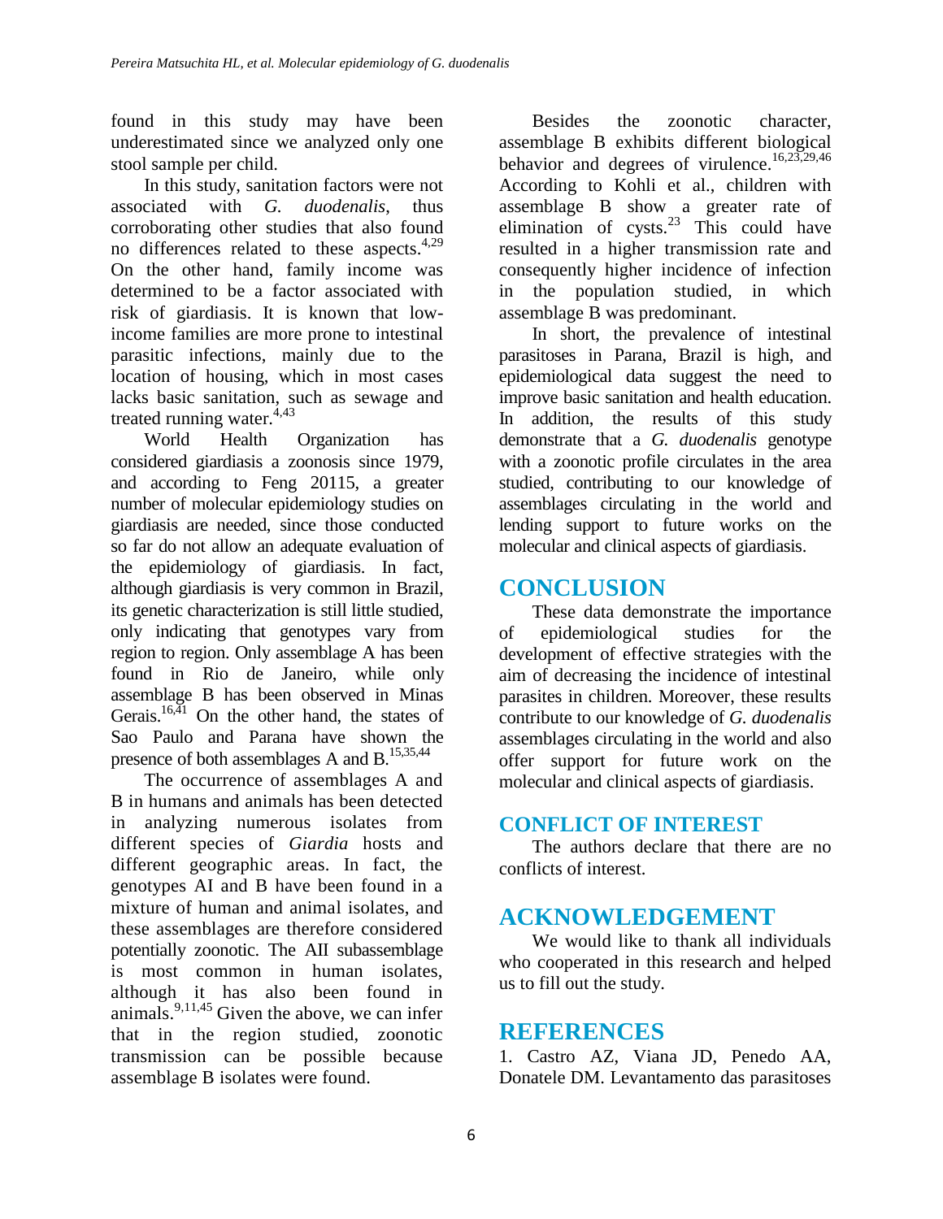found in this study may have been underestimated since we analyzed only one stool sample per child.

In this study, sanitation factors were not associated with *G. duodenalis*, thus corroborating other studies that also found no differences related to these aspects.[4,29] On the other hand, family income was determined to be a factor associated with risk of giardiasis. It is known that low-income families are more prone to intestinal parasitic infections, mainly due to the location of housing, which in most cases lacks basic sanitation, such as sewage and treated running water.[4,43]

World Health Organization has considered giardiasis a zoonosis since 1979, and according to Feng 20115, a greater number of molecular epidemiology studies on giardiasis are needed, since those conducted so far do not allow an adequate evaluation of the epidemiology of giardiasis. In fact, although giardiasis is very common in Brazil, its genetic characterization is still little studied, only indicating that genotypes vary from region to region. Only assemblage A has been found in Rio de Janeiro, while only assemblage B has been observed in Minas Gerais.[16,41] On the other hand, the states of Sao Paulo and Parana have shown the presence of both assemblages A and B.[15,35,44]

The occurrence of assemblages A and B in humans and animals has been detected in analyzing numerous isolates from different species of *Giardia* hosts and different geographic areas. In fact, the genotypes AI and B have been found in a mixture of human and animal isolates, and these assemblages are therefore considered potentially zoonotic. The AII subassemblage is most common in human isolates, although it has also been found in animals.[9,11,45] Given the above, we can infer that in the region studied, zoonotic transmission can be possible because assemblage B isolates were found.

Besides the zoonotic character, assemblage B exhibits different biological behavior and degrees of virulence.[16,23,29,46] According to Kohli et al., children with assemblage B show a greater rate of elimination of cysts.[23] This could have resulted in a higher transmission rate and consequently higher incidence of infection in the population studied, in which assemblage B was predominant.

In short, the prevalence of intestinal parasitoses in Parana, Brazil is high, and epidemiological data suggest the need to improve basic sanitation and health education. In addition, the results of this study demonstrate that a *G. duodenalis* genotype with a zoonotic profile circulates in the area studied, contributing to our knowledge of assemblages circulating in the world and lending support to future works on the molecular and clinical aspects of giardiasis.

# CONCLUSION

These data demonstrate the importance of epidemiological studies for the development of effective strategies with the aim of decreasing the incidence of intestinal parasites in children. Moreover, these results contribute to our knowledge of *G. duodenalis* assemblages circulating in the world and also offer support for future work on the molecular and clinical aspects of giardiasis.

## CONFLICT OF INTEREST

The authors declare that there are no conflicts of interest.

# ACKNOWLEDGEMENT

We would like to thank all individuals who cooperated in this research and helped us to fill out the study.

# REFERENCES

1. Castro AZ, Viana JD, Penedo AA, Donatele DM. Levantamento das parasitoses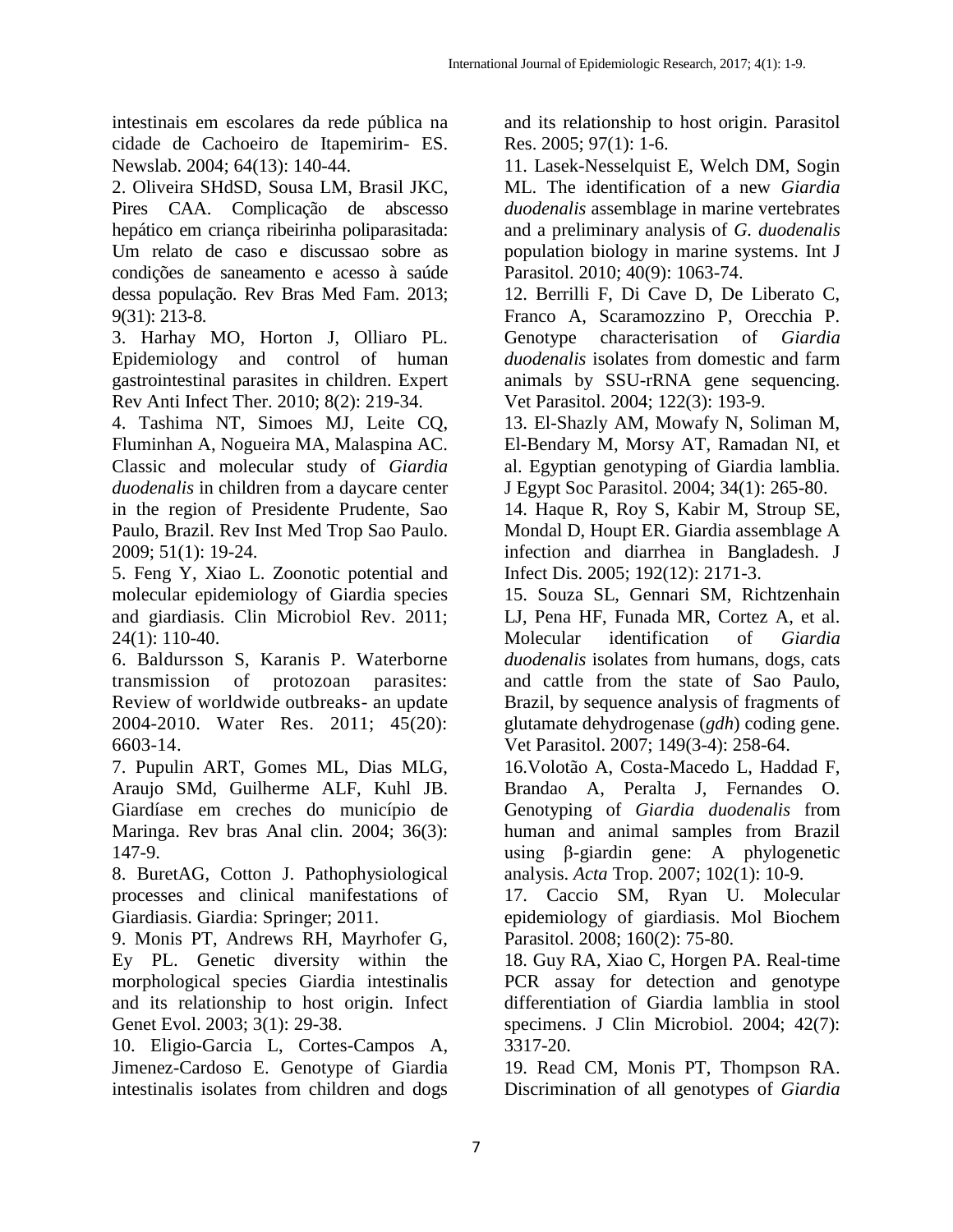intestinais em escolares da rede pública na cidade de Cachoeiro de Itapemirim- ES. Newslab. 2004; 64(13): 140-44.

2. Oliveira SHdSD, Sousa LM, Brasil JKC, Pires CAA. Complicação de abscesso hepático em criança ribeirinha poliparasitada: Um relato de caso e discussao sobre as condições de saneamento e acesso à saúde dessa população. Rev Bras Med Fam. 2013; 9(31): 213-8.

3. Harhay MO, Horton J, Olliaro PL. Epidemiology and control of human gastrointestinal parasites in children. Expert Rev Anti Infect Ther. 2010; 8(2): 219-34.

4. Tashima NT, Simoes MJ, Leite CQ, Fluminhan A, Nogueira MA, Malaspina AC. Classic and molecular study of *Giardia duodenalis* in children from a daycare center in the region of Presidente Prudente, Sao Paulo, Brazil. Rev Inst Med Trop Sao Paulo. 2009; 51(1): 19-24.

5. Feng Y, Xiao L. Zoonotic potential and molecular epidemiology of Giardia species and giardiasis. Clin Microbiol Rev. 2011; 24(1): 110-40.

6. Baldursson S, Karanis P. Waterborne transmission of protozoan parasites: Review of worldwide outbreaks- an update 2004-2010. Water Res. 2011; 45(20): 6603-14.

7. Pupulin ART, Gomes ML, Dias MLG, Araujo SMd, Guilherme ALF, Kuhl JB. Giardíase em creches do município de Maringa. Rev bras Anal clin. 2004; 36(3): 147-9.

8. BuretAG, Cotton J. Pathophysiological processes and clinical manifestations of Giardiasis. Giardia: Springer; 2011.

9. Monis PT, Andrews RH, Mayrhofer G, Ey PL. Genetic diversity within the morphological species Giardia intestinalis and its relationship to host origin. Infect Genet Evol. 2003; 3(1): 29-38.

10. Eligio-Garcia L, Cortes-Campos A, Jimenez-Cardoso E. Genotype of Giardia intestinalis isolates from children and dogs and its relationship to host origin. Parasitol Res. 2005; 97(1): 1-6.

11. Lasek-Nesselquist E, Welch DM, Sogin ML. The identification of a new *Giardia duodenalis* assemblage in marine vertebrates and a preliminary analysis of *G. duodenalis* population biology in marine systems. Int J Parasitol. 2010; 40(9): 1063-74.

12. Berrilli F, Di Cave D, De Liberato C, Franco A, Scaramozzino P, Orecchia P. Genotype characterisation of *Giardia duodenalis* isolates from domestic and farm animals by SSU-rRNA gene sequencing. Vet Parasitol. 2004; 122(3): 193-9.

13. El-Shazly AM, Mowafy N, Soliman M, El-Bendary M, Morsy AT, Ramadan NI, et al. Egyptian genotyping of Giardia lamblia. J Egypt Soc Parasitol. 2004; 34(1): 265-80.

14. Haque R, Roy S, Kabir M, Stroup SE, Mondal D, Houpt ER. Giardia assemblage A infection and diarrhea in Bangladesh. J Infect Dis. 2005; 192(12): 2171-3.

15. Souza SL, Gennari SM, Richtzenhain LJ, Pena HF, Funada MR, Cortez A, et al. Molecular identification of *Giardia duodenalis* isolates from humans, dogs, cats and cattle from the state of Sao Paulo, Brazil, by sequence analysis of fragments of glutamate dehydrogenase (*gdh*) coding gene. Vet Parasitol. 2007; 149(3-4): 258-64.

16.Volotão A, Costa-Macedo L, Haddad F, Brandao A, Peralta J, Fernandes O. Genotyping of *Giardia duodenalis* from human and animal samples from Brazil using β-giardin gene: A phylogenetic analysis. *Acta* Trop. 2007; 102(1): 10-9.

17. Caccio SM, Ryan U. Molecular epidemiology of giardiasis. Mol Biochem Parasitol. 2008; 160(2): 75-80.

18. Guy RA, Xiao C, Horgen PA. Real-time PCR assay for detection and genotype differentiation of Giardia lamblia in stool specimens. J Clin Microbiol. 2004; 42(7): 3317-20.

19. Read CM, Monis PT, Thompson RA. Discrimination of all genotypes of *Giardia*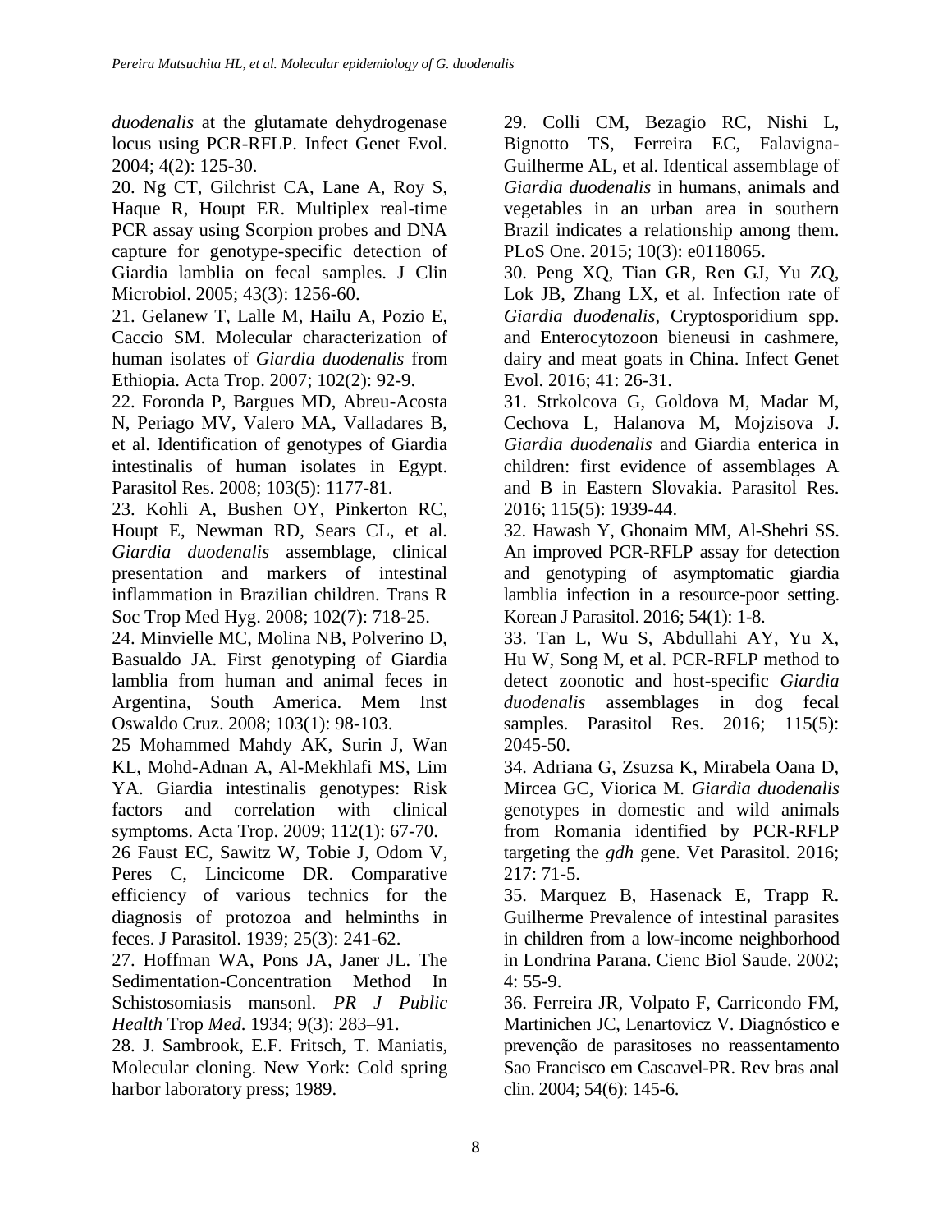*duodenalis* at the glutamate dehydrogenase locus using PCR-RFLP. Infect Genet Evol. 2004; 4(2): 125-30.

20. Ng CT, Gilchrist CA, Lane A, Roy S, Haque R, Houpt ER. Multiplex real-time PCR assay using Scorpion probes and DNA capture for genotype-specific detection of Giardia lamblia on fecal samples. J Clin Microbiol. 2005; 43(3): 1256-60.

21. Gelanew T, Lalle M, Hailu A, Pozio E, Caccio SM. Molecular characterization of human isolates of *Giardia duodenalis* from Ethiopia. Acta Trop. 2007; 102(2): 92-9.

22. Foronda P, Bargues MD, Abreu-Acosta N, Periago MV, Valero MA, Valladares B, et al. Identification of genotypes of Giardia intestinalis of human isolates in Egypt. Parasitol Res. 2008; 103(5): 1177-81.

23. Kohli A, Bushen OY, Pinkerton RC, Houpt E, Newman RD, Sears CL, et al. *Giardia duodenalis* assemblage, clinical presentation and markers of intestinal inflammation in Brazilian children. Trans R Soc Trop Med Hyg. 2008; 102(7): 718-25.

24. Minvielle MC, Molina NB, Polverino D, Basualdo JA. First genotyping of Giardia lamblia from human and animal feces in Argentina, South America. Mem Inst Oswaldo Cruz. 2008; 103(1): 98-103.

25 Mohammed Mahdy AK, Surin J, Wan KL, Mohd-Adnan A, Al-Mekhlafi MS, Lim YA. Giardia intestinalis genotypes: Risk factors and correlation with clinical symptoms. Acta Trop. 2009; 112(1): 67-70.

26 Faust EC, Sawitz W, Tobie J, Odom V, Peres C, Lincicome DR. Comparative efficiency of various technics for the diagnosis of protozoa and helminths in feces. J Parasitol. 1939; 25(3): 241-62.

27. Hoffman WA, Pons JA, Janer JL. The Sedimentation-Concentration Method In Schistosomiasis mansonl. *PR J Public Health* Trop *Med*. 1934; 9(3): 283–91.

28. J. Sambrook, E.F. Fritsch, T. Maniatis, Molecular cloning. New York: Cold spring harbor laboratory press; 1989.

29. Colli CM, Bezagio RC, Nishi L, Bignotto TS, Ferreira EC, Falavigna-Guilherme AL, et al. Identical assemblage of *Giardia duodenalis* in humans, animals and vegetables in an urban area in southern Brazil indicates a relationship among them. PLoS One. 2015; 10(3): e0118065.

30. Peng XQ, Tian GR, Ren GJ, Yu ZQ, Lok JB, Zhang LX, et al. Infection rate of *Giardia duodenalis*, Cryptosporidium spp. and Enterocytozoon bieneusi in cashmere, dairy and meat goats in China. Infect Genet Evol. 2016; 41: 26-31.

31. Strkolcova G, Goldova M, Madar M, Cechova L, Halanova M, Mojzisova J. *Giardia duodenalis* and Giardia enterica in children: first evidence of assemblages A and B in Eastern Slovakia. Parasitol Res. 2016; 115(5): 1939-44.

32. Hawash Y, Ghonaim MM, Al-Shehri SS. An improved PCR-RFLP assay for detection and genotyping of asymptomatic giardia lamblia infection in a resource-poor setting. Korean J Parasitol. 2016; 54(1): 1-8.

33. Tan L, Wu S, Abdullahi AY, Yu X, Hu W, Song M, et al. PCR-RFLP method to detect zoonotic and host-specific *Giardia duodenalis* assemblages in dog fecal samples. Parasitol Res. 2016; 115(5): 2045-50.

34. Adriana G, Zsuzsa K, Mirabela Oana D, Mircea GC, Viorica M. *Giardia duodenalis* genotypes in domestic and wild animals from Romania identified by PCR-RFLP targeting the *gdh* gene. Vet Parasitol. 2016; 217: 71-5.

35. Marquez B, Hasenack E, Trapp R. Guilherme Prevalence of intestinal parasites in children from a low-income neighborhood in Londrina Parana. Cienc Biol Saude. 2002; 4: 55-9.

36. Ferreira JR, Volpato F, Carricondo FM, Martinichen JC, Lenartovicz V. Diagnóstico e prevenção de parasitoses no reassentamento Sao Francisco em Cascavel-PR. Rev bras anal clin. 2004; 54(6): 145-6.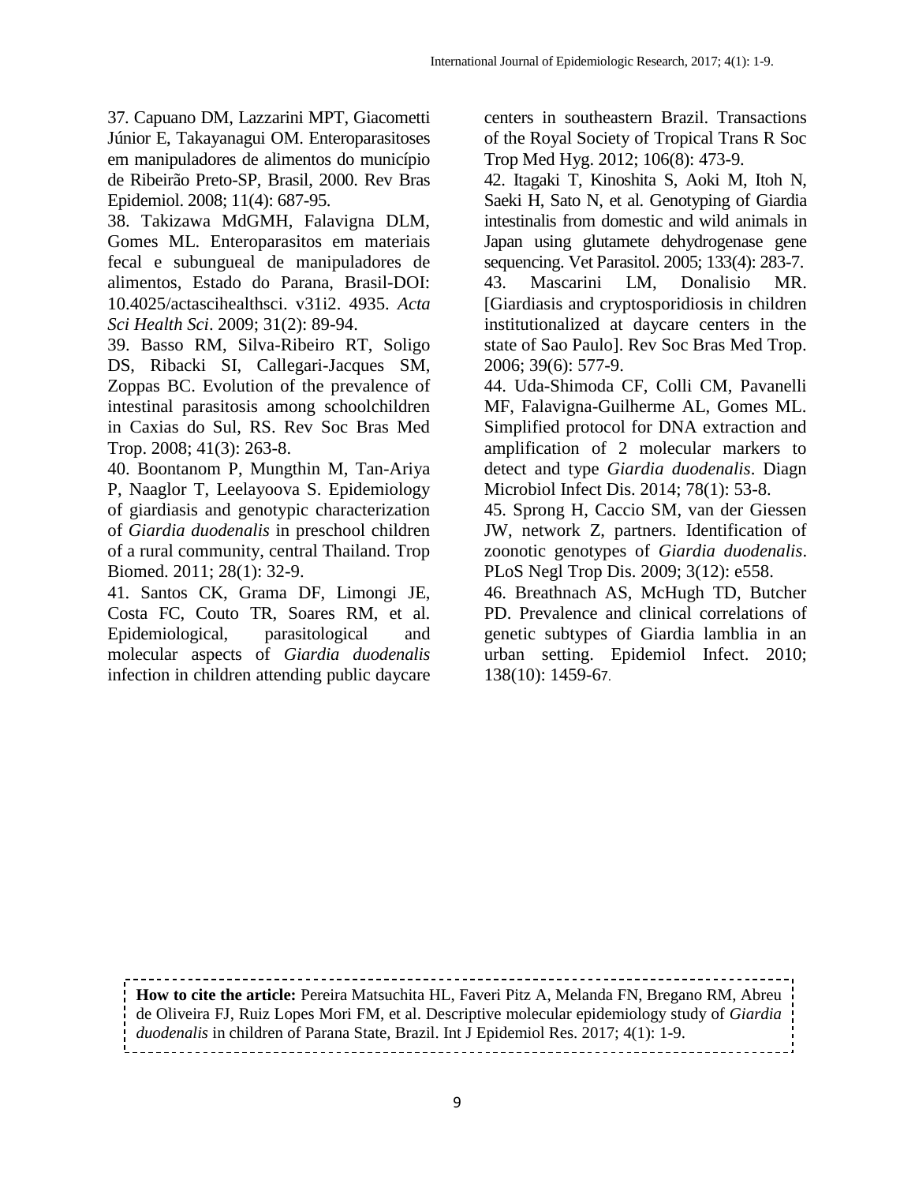37. Capuano DM, Lazzarini MPT, Giacometti Júnior E, Takayanagui OM. Enteroparasitoses em manipuladores de alimentos do município de Ribeirão Preto-SP, Brasil, 2000. Rev Bras Epidemiol. 2008; 11(4): 687-95.

38. Takizawa MdGMH, Falavigna DLM, Gomes ML. Enteroparasitos em materiais fecal e subungueal de manipuladores de alimentos, Estado do Parana, Brasil-DOI: 10.4025/actascihealthsci. v31i2. 4935. *Acta Sci Health Sci*. 2009; 31(2): 89-94.

39. Basso RM, Silva-Ribeiro RT, Soligo DS, Ribacki SI, Callegari-Jacques SM, Zoppas BC. Evolution of the prevalence of intestinal parasitosis among schoolchildren in Caxias do Sul, RS. Rev Soc Bras Med Trop. 2008; 41(3): 263-8.

40. Boontanom P, Mungthin M, Tan-Ariya P, Naaglor T, Leelayoova S. Epidemiology of giardiasis and genotypic characterization of *Giardia duodenalis* in preschool children of a rural community, central Thailand. Trop Biomed. 2011; 28(1): 32-9.

41. Santos CK, Grama DF, Limongi JE, Costa FC, Couto TR, Soares RM, et al. Epidemiological, parasitological and molecular aspects of *Giardia duodenalis* infection in children attending public daycare centers in southeastern Brazil. Transactions of the Royal Society of Tropical Trans R Soc Trop Med Hyg. 2012; 106(8): 473-9.

42. Itagaki T, Kinoshita S, Aoki M, Itoh N, Saeki H, Sato N, et al. Genotyping of Giardia intestinalis from domestic and wild animals in Japan using glutamete dehydrogenase gene sequencing. Vet Parasitol. 2005; 133(4): 283-7.

43. Mascarini LM, Donalisio MR. [Giardiasis and cryptosporidiosis in children institutionalized at daycare centers in the state of Sao Paulo]. Rev Soc Bras Med Trop. 2006; 39(6): 577-9.

44. Uda-Shimoda CF, Colli CM, Pavanelli MF, Falavigna-Guilherme AL, Gomes ML. Simplified protocol for DNA extraction and amplification of 2 molecular markers to detect and type *Giardia duodenalis*. Diagn Microbiol Infect Dis. 2014; 78(1): 53-8.

45. Sprong H, Caccio SM, van der Giessen JW, network Z, partners. Identification of zoonotic genotypes of *Giardia duodenalis*. PLoS Negl Trop Dis. 2009; 3(12): e558.

46. Breathnach AS, McHugh TD, Butcher PD. Prevalence and clinical correlations of genetic subtypes of Giardia lamblia in an urban setting. Epidemiol Infect. 2010; 138(10): 1459-67.

**How to cite the article:** Pereira Matsuchita HL, Faveri Pitz A, Melanda FN, Bregano RM, Abreu de Oliveira FJ, Ruiz Lopes Mori FM, et al. Descriptive molecular epidemiology study of *Giardia duodenalis* in children of Parana State, Brazil. Int J Epidemiol Res. 2017; 4(1): 1-9.